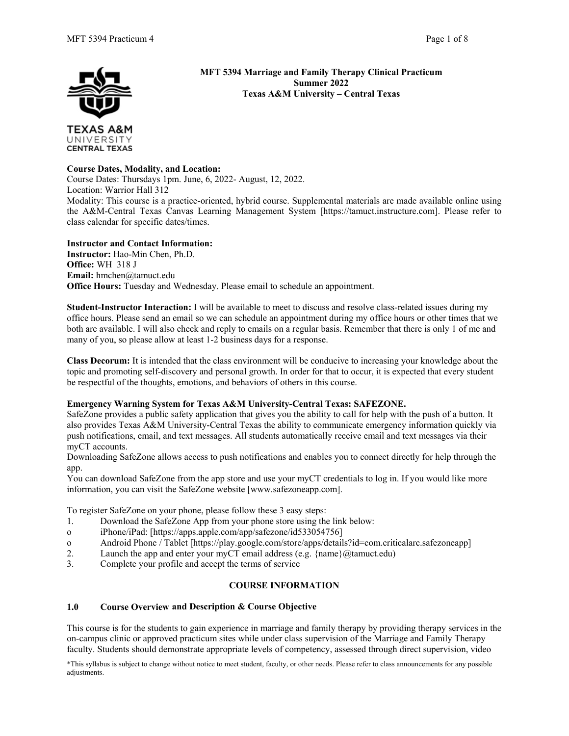# MFT 5394 Marriage and Family Therapy Clinical Practicum
## Summer 2022
## Texas A&M University – Central Texas

**Course Dates, Modality, and Location:**
Course Dates: Thursdays 1pm. June, 6, 2022- August, 12, 2022.
Location: Warrior Hall 312
Modality: This course is a practice-oriented, hybrid course. Supplemental materials are made available online using the A&M-Central Texas Canvas Learning Management System [https://tamuct.instructure.com]. Please refer to class calendar for specific dates/times.

**Instructor and Contact Information:**
**Instructor:** Hao-Min Chen, Ph.D.
**Office:** WH 318 J
**Email:** hmchen@tamuct.edu
**Office Hours:** Tuesday and Wednesday. Please email to schedule an appointment.

**Student-Instructor Interaction:** I will be available to meet to discuss and resolve class-related issues during my office hours. Please send an email so we can schedule an appointment during my office hours or other times that we both are available. I will also check and reply to emails on a regular basis. Remember that there is only 1 of me and many of you, so please allow at least 1-2 business days for a response.

**Class Decorum:** It is intended that the class environment will be conducive to increasing your knowledge about the topic and promoting self-discovery and personal growth. In order for that to occur, it is expected that every student be respectful of the thoughts, emotions, and behaviors of others in this course.

**Emergency Warning System for Texas A&M University-Central Texas: SAFEZONE.**
SafeZone provides a public safety application that gives you the ability to call for help with the push of a button. It also provides Texas A&M University-Central Texas the ability to communicate emergency information quickly via push notifications, email, and text messages. All students automatically receive email and text messages via their myCT accounts.
Downloading SafeZone allows access to push notifications and enables you to connect directly for help through the app.
You can download SafeZone from the app store and use your myCT credentials to log in. If you would like more information, you can visit the SafeZone website [www.safezoneapp.com].

To register SafeZone on your phone, please follow these 3 easy steps:

1. Download the SafeZone App from your phone store using the link below:
   - iPhone/iPad: [https://apps.apple.com/app/safezone/id533054756]
   - Android Phone / Tablet [https://play.google.com/store/apps/details?id=com.criticalarc.safezoneapp]
2. Launch the app and enter your myCT email address (e.g. {name}@tamuct.edu)
3. Complete your profile and accept the terms of service

## COURSE INFORMATION

### 1.0 Course Overview and Description & Course Objective

This course is for the students to gain experience in marriage and family therapy by providing therapy services in the on-campus clinic or approved practicum sites while under class supervision of the Marriage and Family Therapy faculty. Students should demonstrate appropriate levels of competency, assessed through direct supervision, video

*This syllabus is subject to change without notice to meet student, faculty, or other needs. Please refer to class announcements for any possible adjustments.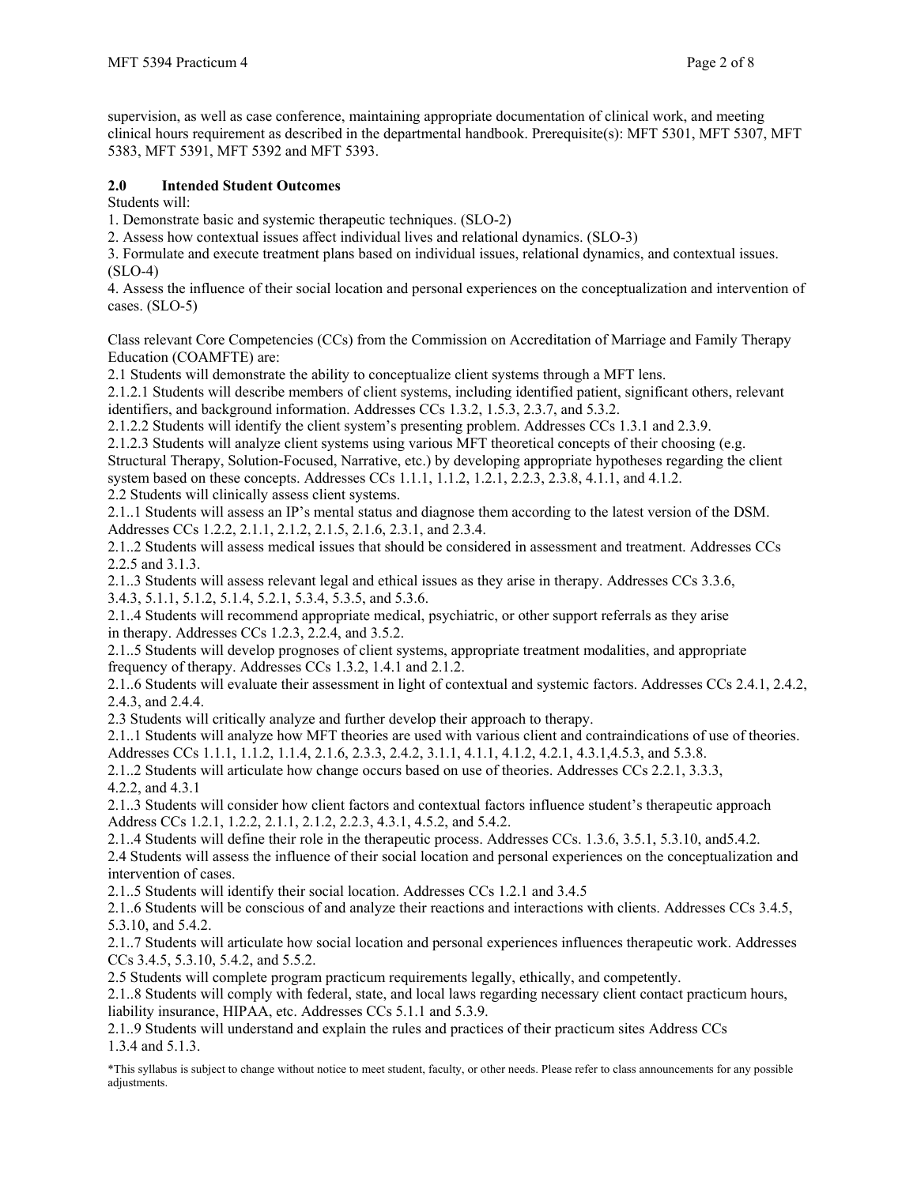supervision, as well as case conference, maintaining appropriate documentation of clinical work, and meeting clinical hours requirement as described in the departmental handbook. Prerequisite(s): MFT 5301, MFT 5307, MFT 5383, MFT 5391, MFT 5392 and MFT 5393.

## 2.0 Intended Student Outcomes

Students will:

1. Demonstrate basic and systemic therapeutic techniques. (SLO-2)
2. Assess how contextual issues affect individual lives and relational dynamics. (SLO-3)
3. Formulate and execute treatment plans based on individual issues, relational dynamics, and contextual issues. (SLO-4)
4. Assess the influence of their social location and personal experiences on the conceptualization and intervention of cases. (SLO-5)

Class relevant Core Competencies (CCs) from the Commission on Accreditation of Marriage and Family Therapy Education (COAMFTE) are:

2.1 Students will demonstrate the ability to conceptualize client systems through a MFT lens.

2.1.2.1 Students will describe members of client systems, including identified patient, significant others, relevant identifiers, and background information. Addresses CCs 1.3.2, 1.5.3, 2.3.7, and 5.3.2.

2.1.2.2 Students will identify the client system's presenting problem. Addresses CCs 1.3.1 and 2.3.9.

2.1.2.3 Students will analyze client systems using various MFT theoretical concepts of their choosing (e.g. Structural Therapy, Solution-Focused, Narrative, etc.) by developing appropriate hypotheses regarding the client system based on these concepts. Addresses CCs 1.1.1, 1.1.2, 1.2.1, 2.2.3, 2.3.8, 4.1.1, and 4.1.2.

2.2 Students will clinically assess client systems.

2.1..1 Students will assess an IP's mental status and diagnose them according to the latest version of the DSM. Addresses CCs 1.2.2, 2.1.1, 2.1.2, 2.1.5, 2.1.6, 2.3.1, and 2.3.4.

2.1..2 Students will assess medical issues that should be considered in assessment and treatment. Addresses CCs 2.2.5 and 3.1.3.

2.1..3 Students will assess relevant legal and ethical issues as they arise in therapy. Addresses CCs 3.3.6, 3.4.3, 5.1.1, 5.1.2, 5.1.4, 5.2.1, 5.3.4, 5.3.5, and 5.3.6.

2.1..4 Students will recommend appropriate medical, psychiatric, or other support referrals as they arise in therapy. Addresses CCs 1.2.3, 2.2.4, and 3.5.2.

2.1..5 Students will develop prognoses of client systems, appropriate treatment modalities, and appropriate frequency of therapy. Addresses CCs 1.3.2, 1.4.1 and 2.1.2.

2.1..6 Students will evaluate their assessment in light of contextual and systemic factors. Addresses CCs 2.4.1, 2.4.2, 2.4.3, and 2.4.4.

2.3 Students will critically analyze and further develop their approach to therapy.

2.1..1 Students will analyze how MFT theories are used with various client and contraindications of use of theories. Addresses CCs 1.1.1, 1.1.2, 1.1.4, 2.1.6, 2.3.3, 2.4.2, 3.1.1, 4.1.1, 4.1.2, 4.2.1, 4.3.1,4.5.3, and 5.3.8.

2.1..2 Students will articulate how change occurs based on use of theories. Addresses CCs 2.2.1, 3.3.3, 4.2.2, and 4.3.1

2.1..3 Students will consider how client factors and contextual factors influence student's therapeutic approach Address CCs 1.2.1, 1.2.2, 2.1.1, 2.1.2, 2.2.3, 4.3.1, 4.5.2, and 5.4.2.

2.1..4 Students will define their role in the therapeutic process. Addresses CCs. 1.3.6, 3.5.1, 5.3.10, and5.4.2.

2.4 Students will assess the influence of their social location and personal experiences on the conceptualization and intervention of cases.

2.1..5 Students will identify their social location. Addresses CCs 1.2.1 and 3.4.5

2.1..6 Students will be conscious of and analyze their reactions and interactions with clients. Addresses CCs 3.4.5, 5.3.10, and 5.4.2.

2.1..7 Students will articulate how social location and personal experiences influences therapeutic work. Addresses CCs 3.4.5, 5.3.10, 5.4.2, and 5.5.2.

2.5 Students will complete program practicum requirements legally, ethically, and competently.

2.1..8 Students will comply with federal, state, and local laws regarding necessary client contact practicum hours, liability insurance, HIPAA, etc. Addresses CCs 5.1.1 and 5.3.9.

2.1..9 Students will understand and explain the rules and practices of their practicum sites Address CCs 1.3.4 and 5.1.3.

*This syllabus is subject to change without notice to meet student, faculty, or other needs. Please refer to class announcements for any possible adjustments.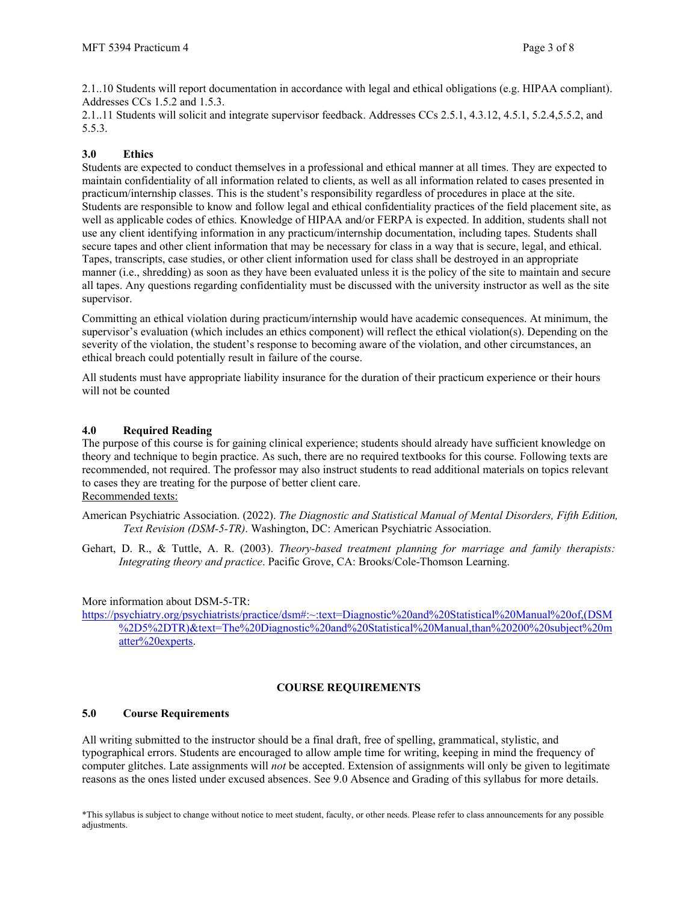2.1..10 Students will report documentation in accordance with legal and ethical obligations (e.g. HIPAA compliant). Addresses CCs 1.5.2 and 1.5.3.
2.1..11 Students will solicit and integrate supervisor feedback. Addresses CCs 2.5.1, 4.3.12, 4.5.1, 5.2.4,5.5.2, and 5.5.3.

### 3.0 Ethics

Students are expected to conduct themselves in a professional and ethical manner at all times. They are expected to maintain confidentiality of all information related to clients, as well as all information related to cases presented in practicum/internship classes. This is the student's responsibility regardless of procedures in place at the site. Students are responsible to know and follow legal and ethical confidentiality practices of the field placement site, as well as applicable codes of ethics. Knowledge of HIPAA and/or FERPA is expected. In addition, students shall not use any client identifying information in any practicum/internship documentation, including tapes. Students shall secure tapes and other client information that may be necessary for class in a way that is secure, legal, and ethical. Tapes, transcripts, case studies, or other client information used for class shall be destroyed in an appropriate manner (i.e., shredding) as soon as they have been evaluated unless it is the policy of the site to maintain and secure all tapes. Any questions regarding confidentiality must be discussed with the university instructor as well as the site supervisor.

Committing an ethical violation during practicum/internship would have academic consequences. At minimum, the supervisor's evaluation (which includes an ethics component) will reflect the ethical violation(s). Depending on the severity of the violation, the student's response to becoming aware of the violation, and other circumstances, an ethical breach could potentially result in failure of the course.

All students must have appropriate liability insurance for the duration of their practicum experience or their hours will not be counted

### 4.0 Required Reading

The purpose of this course is for gaining clinical experience; students should already have sufficient knowledge on theory and technique to begin practice. As such, there are no required textbooks for this course. Following texts are recommended, not required. The professor may also instruct students to read additional materials on topics relevant to cases they are treating for the purpose of better client care.

Recommended texts:

American Psychiatric Association. (2022). *The Diagnostic and Statistical Manual of Mental Disorders, Fifth Edition, Text Revision (DSM-5-TR)*. Washington, DC: American Psychiatric Association.

Gehart, D. R., & Tuttle, A. R. (2003). *Theory-based treatment planning for marriage and family therapists: Integrating theory and practice*. Pacific Grove, CA: Brooks/Cole-Thomson Learning.

More information about DSM-5-TR:
https://psychiatry.org/psychiatrists/practice/dsm#:~:text=Diagnostic%20and%20Statistical%20Manual%20of,(DSM%2D5%2DTR)&text=The%20Diagnostic%20and%20Statistical%20Manual,than%20200%20subject%20matter%20experts.

## COURSE REQUIREMENTS

### 5.0 Course Requirements

All writing submitted to the instructor should be a final draft, free of spelling, grammatical, stylistic, and typographical errors. Students are encouraged to allow ample time for writing, keeping in mind the frequency of computer glitches. Late assignments will *not* be accepted. Extension of assignments will only be given to legitimate reasons as the ones listed under excused absences. See 9.0 Absence and Grading of this syllabus for more details.

*This syllabus is subject to change without notice to meet student, faculty, or other needs. Please refer to class announcements for any possible adjustments.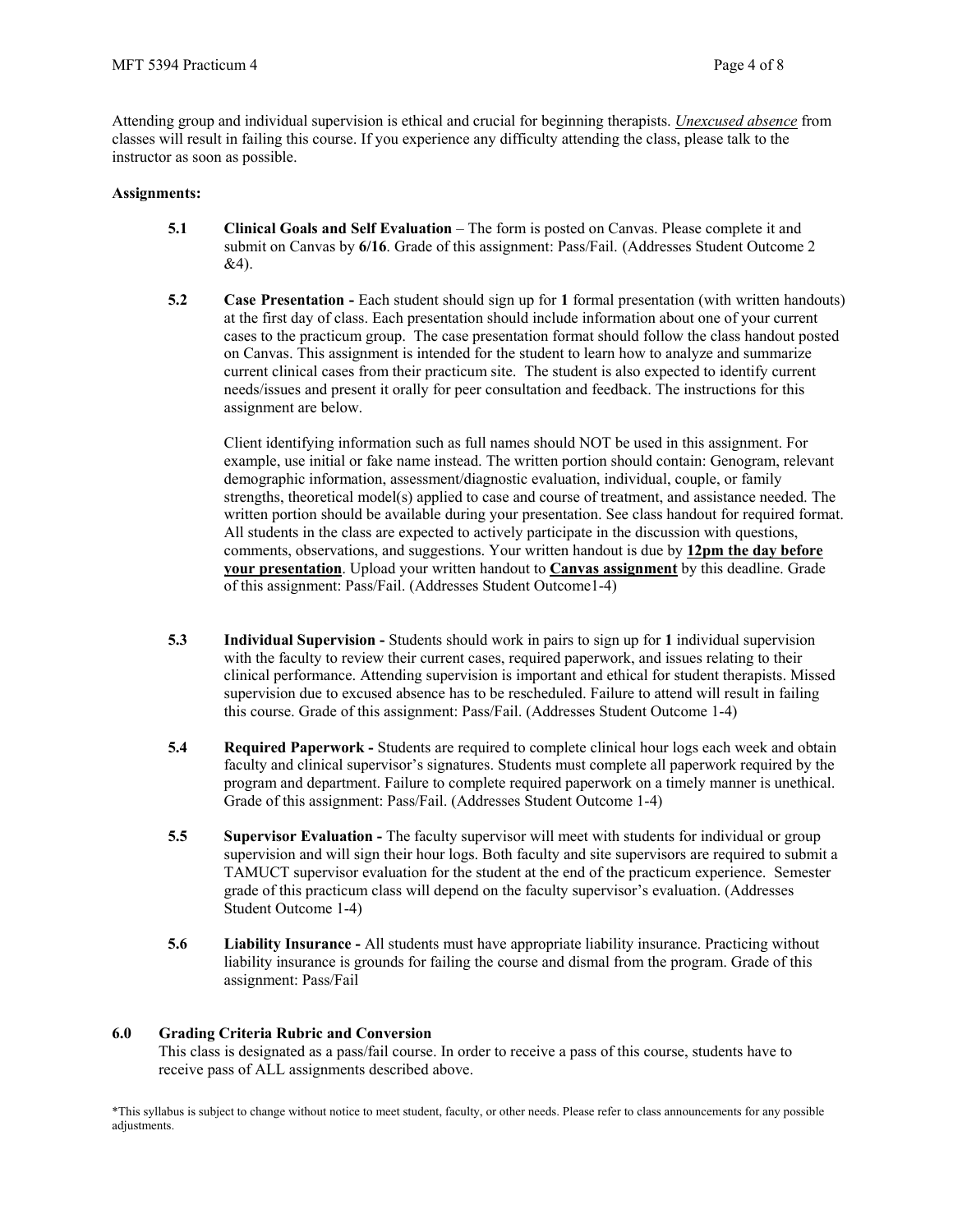Attending group and individual supervision is ethical and crucial for beginning therapists. *Unexcused absence* from classes will result in failing this course. If you experience any difficulty attending the class, please talk to the instructor as soon as possible.

**Assignments:**

**5.1** **Clinical Goals and Self Evaluation** – The form is posted on Canvas. Please complete it and submit on Canvas by **6/16**. Grade of this assignment: Pass/Fail. (Addresses Student Outcome 2 &4).

**5.2** **Case Presentation -** Each student should sign up for **1** formal presentation (with written handouts) at the first day of class. Each presentation should include information about one of your current cases to the practicum group. The case presentation format should follow the class handout posted on Canvas. This assignment is intended for the student to learn how to analyze and summarize current clinical cases from their practicum site. The student is also expected to identify current needs/issues and present it orally for peer consultation and feedback. The instructions for this assignment are below.

Client identifying information such as full names should NOT be used in this assignment. For example, use initial or fake name instead. The written portion should contain: Genogram, relevant demographic information, assessment/diagnostic evaluation, individual, couple, or family strengths, theoretical model(s) applied to case and course of treatment, and assistance needed. The written portion should be available during your presentation. See class handout for required format. All students in the class are expected to actively participate in the discussion with questions, comments, observations, and suggestions. Your written handout is due by **12pm the day before your presentation**. Upload your written handout to **Canvas assignment** by this deadline. Grade of this assignment: Pass/Fail. (Addresses Student Outcome1-4)

**5.3** **Individual Supervision -** Students should work in pairs to sign up for **1** individual supervision with the faculty to review their current cases, required paperwork, and issues relating to their clinical performance. Attending supervision is important and ethical for student therapists. Missed supervision due to excused absence has to be rescheduled. Failure to attend will result in failing this course. Grade of this assignment: Pass/Fail. (Addresses Student Outcome 1-4)

**5.4** **Required Paperwork -** Students are required to complete clinical hour logs each week and obtain faculty and clinical supervisor's signatures. Students must complete all paperwork required by the program and department. Failure to complete required paperwork on a timely manner is unethical. Grade of this assignment: Pass/Fail. (Addresses Student Outcome 1-4)

**5.5** **Supervisor Evaluation -** The faculty supervisor will meet with students for individual or group supervision and will sign their hour logs. Both faculty and site supervisors are required to submit a TAMUCT supervisor evaluation for the student at the end of the practicum experience. Semester grade of this practicum class will depend on the faculty supervisor's evaluation. (Addresses Student Outcome 1-4)

**5.6** **Liability Insurance -** All students must have appropriate liability insurance. Practicing without liability insurance is grounds for failing the course and dismal from the program. Grade of this assignment: Pass/Fail

## 6.0 Grading Criteria Rubric and Conversion

This class is designated as a pass/fail course. In order to receive a pass of this course, students have to receive pass of ALL assignments described above.

*This syllabus is subject to change without notice to meet student, faculty, or other needs. Please refer to class announcements for any possible adjustments.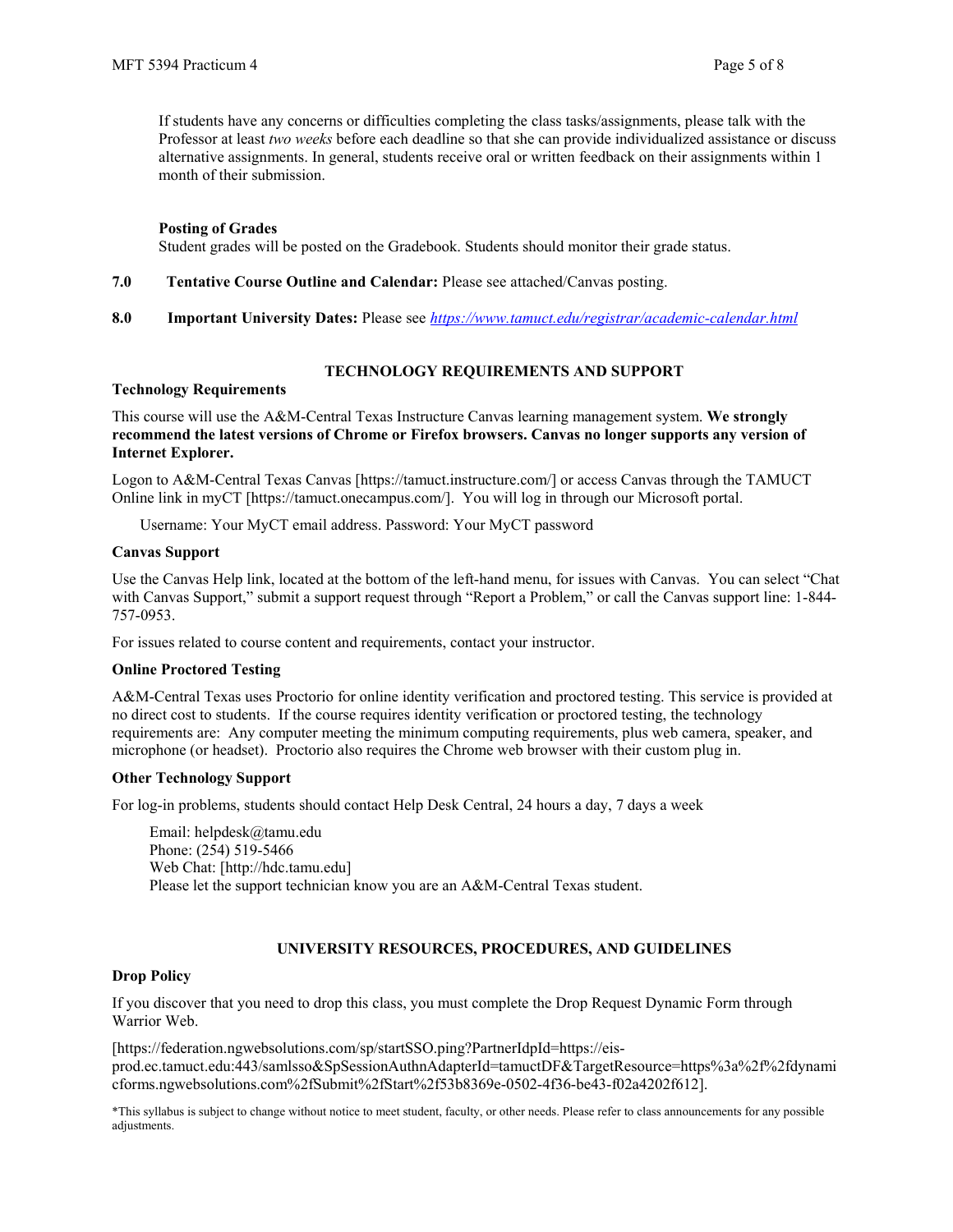If students have any concerns or difficulties completing the class tasks/assignments, please talk with the Professor at least *two weeks* before each deadline so that she can provide individualized assistance or discuss alternative assignments. In general, students receive oral or written feedback on their assignments within 1 month of their submission.

**Posting of Grades**
Student grades will be posted on the Gradebook. Students should monitor their grade status.

**7.0 Tentative Course Outline and Calendar:** Please see attached/Canvas posting.

**8.0 Important University Dates:** Please see *https://www.tamuct.edu/registrar/academic-calendar.html*

## TECHNOLOGY REQUIREMENTS AND SUPPORT

### Technology Requirements

This course will use the A&M-Central Texas Instructure Canvas learning management system. **We strongly recommend the latest versions of Chrome or Firefox browsers. Canvas no longer supports any version of Internet Explorer.**

Logon to A&M-Central Texas Canvas [https://tamuct.instructure.com/] or access Canvas through the TAMUCT Online link in myCT [https://tamuct.onecampus.com/]. You will log in through our Microsoft portal.

Username: Your MyCT email address. Password: Your MyCT password

### Canvas Support

Use the Canvas Help link, located at the bottom of the left-hand menu, for issues with Canvas. You can select "Chat with Canvas Support," submit a support request through "Report a Problem," or call the Canvas support line: 1-844-757-0953.

For issues related to course content and requirements, contact your instructor.

### Online Proctored Testing

A&M-Central Texas uses Proctorio for online identity verification and proctored testing. This service is provided at no direct cost to students. If the course requires identity verification or proctored testing, the technology requirements are: Any computer meeting the minimum computing requirements, plus web camera, speaker, and microphone (or headset). Proctorio also requires the Chrome web browser with their custom plug in.

### Other Technology Support

For log-in problems, students should contact Help Desk Central, 24 hours a day, 7 days a week

Email: helpdesk@tamu.edu
Phone: (254) 519-5466
Web Chat: [http://hdc.tamu.edu]
Please let the support technician know you are an A&M-Central Texas student.

## UNIVERSITY RESOURCES, PROCEDURES, AND GUIDELINES

### Drop Policy

If you discover that you need to drop this class, you must complete the Drop Request Dynamic Form through Warrior Web.

[https://federation.ngwebsolutions.com/sp/startSSO.ping?PartnerIdpId=https://eis-prod.ec.tamuct.edu:443/samlsso&SpSessionAuthnAdapterId=tamuctDF&TargetResource=https%3a%2f%2fdynamicforms.ngwebsolutions.com%2fSubmit%2fStart%2f53b8369e-0502-4f36-be43-f02a4202f612].

*This syllabus is subject to change without notice to meet student, faculty, or other needs. Please refer to class announcements for any possible adjustments.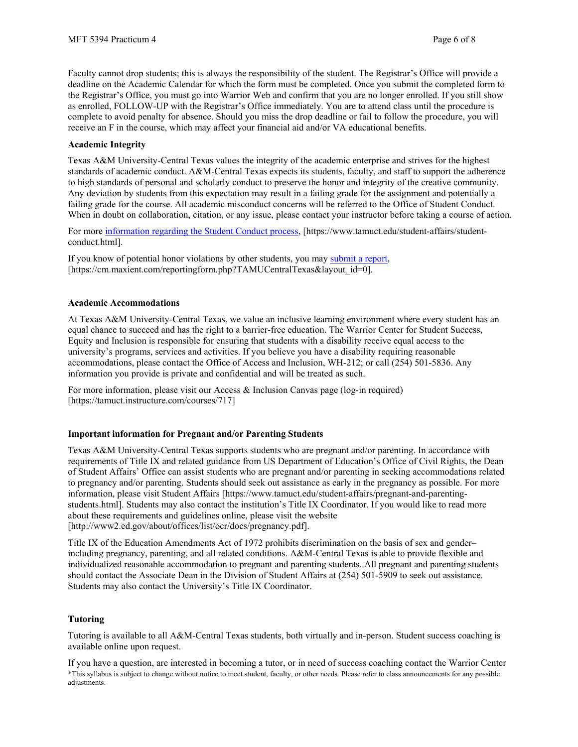Faculty cannot drop students; this is always the responsibility of the student. The Registrar's Office will provide a deadline on the Academic Calendar for which the form must be completed. Once you submit the completed form to the Registrar's Office, you must go into Warrior Web and confirm that you are no longer enrolled. If you still show as enrolled, FOLLOW-UP with the Registrar's Office immediately. You are to attend class until the procedure is complete to avoid penalty for absence. Should you miss the drop deadline or fail to follow the procedure, you will receive an F in the course, which may affect your financial aid and/or VA educational benefits.

**Academic Integrity**

Texas A&M University-Central Texas values the integrity of the academic enterprise and strives for the highest standards of academic conduct. A&M-Central Texas expects its students, faculty, and staff to support the adherence to high standards of personal and scholarly conduct to preserve the honor and integrity of the creative community. Any deviation by students from this expectation may result in a failing grade for the assignment and potentially a failing grade for the course. All academic misconduct concerns will be referred to the Office of Student Conduct. When in doubt on collaboration, citation, or any issue, please contact your instructor before taking a course of action.

For more information regarding the Student Conduct process, [https://www.tamuct.edu/student-affairs/student-conduct.html].

If you know of potential honor violations by other students, you may submit a report, [https://cm.maxient.com/reportingform.php?TAMUCentralTexas&layout_id=0].

**Academic Accommodations**

At Texas A&M University-Central Texas, we value an inclusive learning environment where every student has an equal chance to succeed and has the right to a barrier-free education. The Warrior Center for Student Success, Equity and Inclusion is responsible for ensuring that students with a disability receive equal access to the university's programs, services and activities. If you believe you have a disability requiring reasonable accommodations, please contact the Office of Access and Inclusion, WH-212; or call (254) 501-5836. Any information you provide is private and confidential and will be treated as such.

For more information, please visit our Access & Inclusion Canvas page (log-in required) [https://tamuct.instructure.com/courses/717]

**Important information for Pregnant and/or Parenting Students**

Texas A&M University-Central Texas supports students who are pregnant and/or parenting. In accordance with requirements of Title IX and related guidance from US Department of Education's Office of Civil Rights, the Dean of Student Affairs' Office can assist students who are pregnant and/or parenting in seeking accommodations related to pregnancy and/or parenting. Students should seek out assistance as early in the pregnancy as possible. For more information, please visit Student Affairs [https://www.tamuct.edu/student-affairs/pregnant-and-parenting-students.html]. Students may also contact the institution's Title IX Coordinator. If you would like to read more about these requirements and guidelines online, please visit the website [http://www2.ed.gov/about/offices/list/ocr/docs/pregnancy.pdf].

Title IX of the Education Amendments Act of 1972 prohibits discrimination on the basis of sex and gender–including pregnancy, parenting, and all related conditions. A&M-Central Texas is able to provide flexible and individualized reasonable accommodation to pregnant and parenting students. All pregnant and parenting students should contact the Associate Dean in the Division of Student Affairs at (254) 501-5909 to seek out assistance. Students may also contact the University's Title IX Coordinator.

**Tutoring**

Tutoring is available to all A&M-Central Texas students, both virtually and in-person. Student success coaching is available online upon request.

If you have a question, are interested in becoming a tutor, or in need of success coaching contact the Warrior Center

*This syllabus is subject to change without notice to meet student, faculty, or other needs. Please refer to class announcements for any possible adjustments.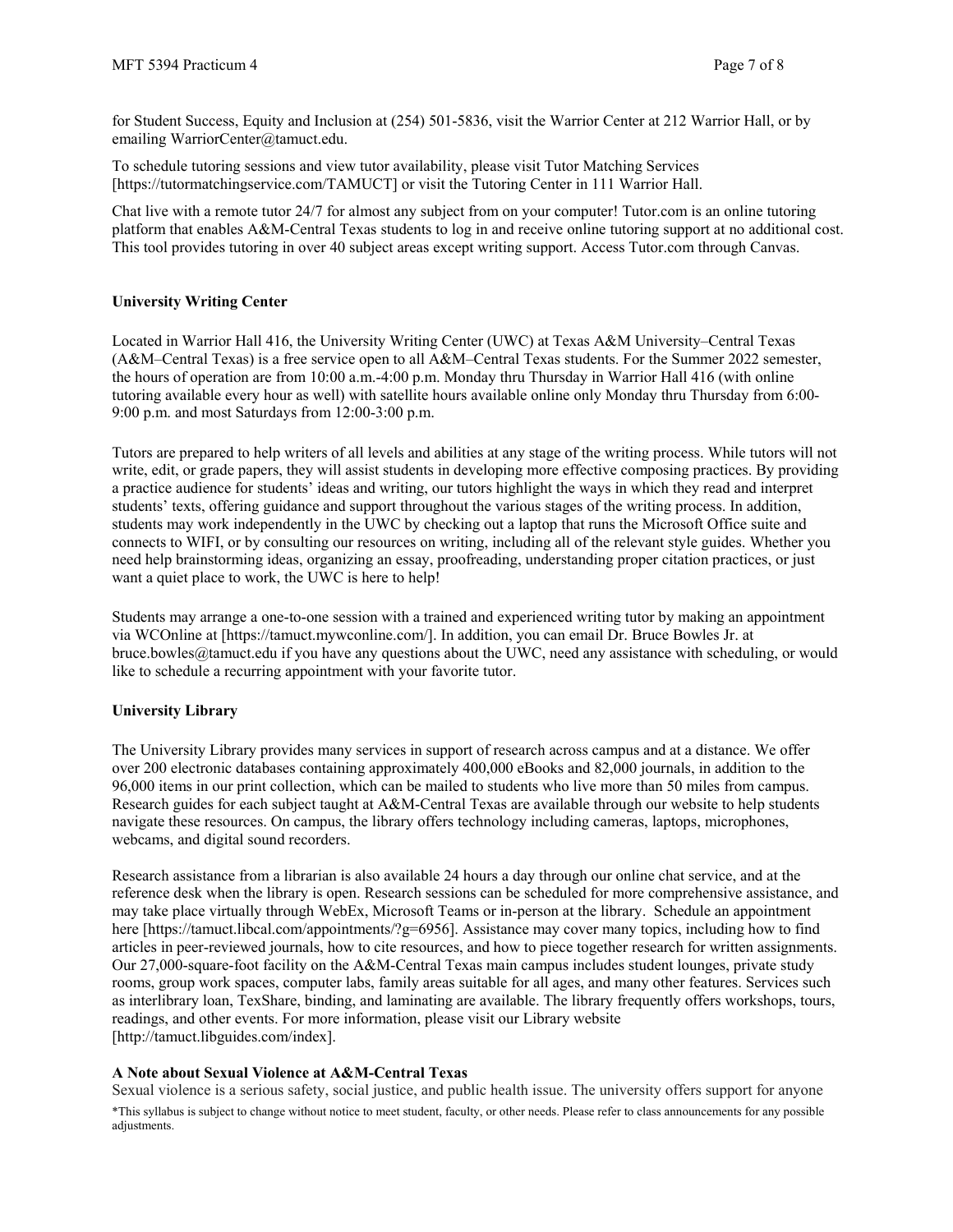for Student Success, Equity and Inclusion at (254) 501-5836, visit the Warrior Center at 212 Warrior Hall, or by emailing WarriorCenter@tamuct.edu.

To schedule tutoring sessions and view tutor availability, please visit Tutor Matching Services [https://tutormatchingservice.com/TAMUCT] or visit the Tutoring Center in 111 Warrior Hall.

Chat live with a remote tutor 24/7 for almost any subject from on your computer! Tutor.com is an online tutoring platform that enables A&M-Central Texas students to log in and receive online tutoring support at no additional cost. This tool provides tutoring in over 40 subject areas except writing support. Access Tutor.com through Canvas.

**University Writing Center**

Located in Warrior Hall 416, the University Writing Center (UWC) at Texas A&M University–Central Texas (A&M–Central Texas) is a free service open to all A&M–Central Texas students. For the Summer 2022 semester, the hours of operation are from 10:00 a.m.-4:00 p.m. Monday thru Thursday in Warrior Hall 416 (with online tutoring available every hour as well) with satellite hours available online only Monday thru Thursday from 6:00-9:00 p.m. and most Saturdays from 12:00-3:00 p.m.

Tutors are prepared to help writers of all levels and abilities at any stage of the writing process. While tutors will not write, edit, or grade papers, they will assist students in developing more effective composing practices. By providing a practice audience for students' ideas and writing, our tutors highlight the ways in which they read and interpret students' texts, offering guidance and support throughout the various stages of the writing process. In addition, students may work independently in the UWC by checking out a laptop that runs the Microsoft Office suite and connects to WIFI, or by consulting our resources on writing, including all of the relevant style guides. Whether you need help brainstorming ideas, organizing an essay, proofreading, understanding proper citation practices, or just want a quiet place to work, the UWC is here to help!

Students may arrange a one-to-one session with a trained and experienced writing tutor by making an appointment via WCOnline at [https://tamuct.mywconline.com/]. In addition, you can email Dr. Bruce Bowles Jr. at bruce.bowles@tamuct.edu if you have any questions about the UWC, need any assistance with scheduling, or would like to schedule a recurring appointment with your favorite tutor.

**University Library**

The University Library provides many services in support of research across campus and at a distance. We offer over 200 electronic databases containing approximately 400,000 eBooks and 82,000 journals, in addition to the 96,000 items in our print collection, which can be mailed to students who live more than 50 miles from campus. Research guides for each subject taught at A&M-Central Texas are available through our website to help students navigate these resources. On campus, the library offers technology including cameras, laptops, microphones, webcams, and digital sound recorders.

Research assistance from a librarian is also available 24 hours a day through our online chat service, and at the reference desk when the library is open. Research sessions can be scheduled for more comprehensive assistance, and may take place virtually through WebEx, Microsoft Teams or in-person at the library. Schedule an appointment here [https://tamuct.libcal.com/appointments/?g=6956]. Assistance may cover many topics, including how to find articles in peer-reviewed journals, how to cite resources, and how to piece together research for written assignments. Our 27,000-square-foot facility on the A&M-Central Texas main campus includes student lounges, private study rooms, group work spaces, computer labs, family areas suitable for all ages, and many other features. Services such as interlibrary loan, TexShare, binding, and laminating are available. The library frequently offers workshops, tours, readings, and other events. For more information, please visit our Library website [http://tamuct.libguides.com/index].

**A Note about Sexual Violence at A&M-Central Texas**

Sexual violence is a serious safety, social justice, and public health issue. The university offers support for anyone

*This syllabus is subject to change without notice to meet student, faculty, or other needs. Please refer to class announcements for any possible adjustments.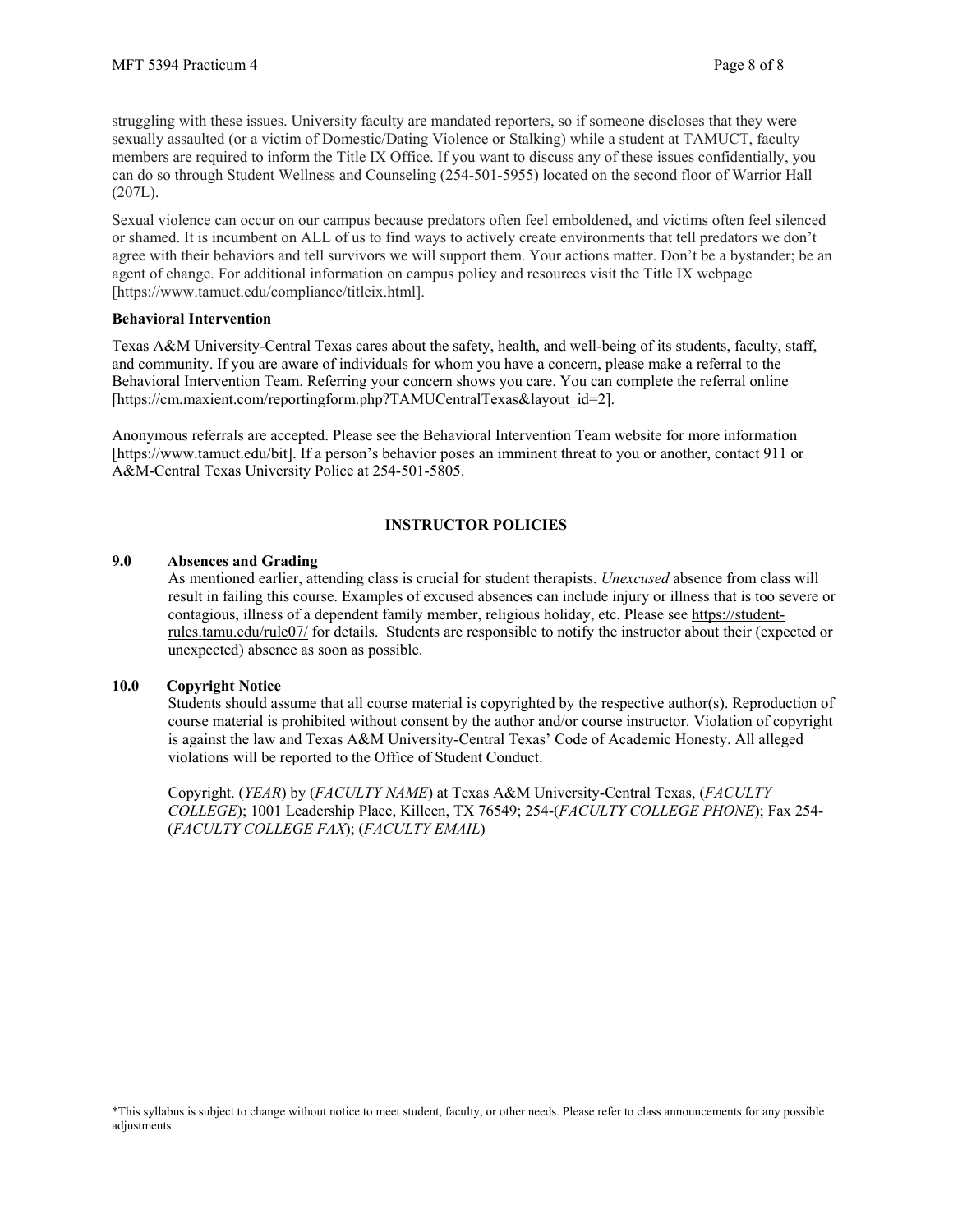struggling with these issues. University faculty are mandated reporters, so if someone discloses that they were sexually assaulted (or a victim of Domestic/Dating Violence or Stalking) while a student at TAMUCT, faculty members are required to inform the Title IX Office. If you want to discuss any of these issues confidentially, you can do so through Student Wellness and Counseling (254-501-5955) located on the second floor of Warrior Hall (207L).

Sexual violence can occur on our campus because predators often feel emboldened, and victims often feel silenced or shamed. It is incumbent on ALL of us to find ways to actively create environments that tell predators we don't agree with their behaviors and tell survivors we will support them. Your actions matter. Don't be a bystander; be an agent of change. For additional information on campus policy and resources visit the Title IX webpage [https://www.tamuct.edu/compliance/titleix.html].

**Behavioral Intervention**

Texas A&M University-Central Texas cares about the safety, health, and well-being of its students, faculty, staff, and community. If you are aware of individuals for whom you have a concern, please make a referral to the Behavioral Intervention Team. Referring your concern shows you care. You can complete the referral online [https://cm.maxient.com/reportingform.php?TAMUCentralTexas&layout_id=2].

Anonymous referrals are accepted. Please see the Behavioral Intervention Team website for more information [https://www.tamuct.edu/bit]. If a person's behavior poses an imminent threat to you or another, contact 911 or A&M-Central Texas University Police at 254-501-5805.

## INSTRUCTOR POLICIES

### 9.0 Absences and Grading

As mentioned earlier, attending class is crucial for student therapists. ***Unexcused*** absence from class will result in failing this course. Examples of excused absences can include injury or illness that is too severe or contagious, illness of a dependent family member, religious holiday, etc. Please see https://student-rules.tamu.edu/rule07/ for details. Students are responsible to notify the instructor about their (expected or unexpected) absence as soon as possible.

### 10.0 Copyright Notice

Students should assume that all course material is copyrighted by the respective author(s). Reproduction of course material is prohibited without consent by the author and/or course instructor. Violation of copyright is against the law and Texas A&M University-Central Texas' Code of Academic Honesty. All alleged violations will be reported to the Office of Student Conduct.

Copyright. (*YEAR*) by (*FACULTY NAME*) at Texas A&M University-Central Texas, (*FACULTY COLLEGE*); 1001 Leadership Place, Killeen, TX 76549; 254-(*FACULTY COLLEGE PHONE*); Fax 254-(*FACULTY COLLEGE FAX*); (*FACULTY EMAIL*)

*This syllabus is subject to change without notice to meet student, faculty, or other needs. Please refer to class announcements for any possible adjustments.